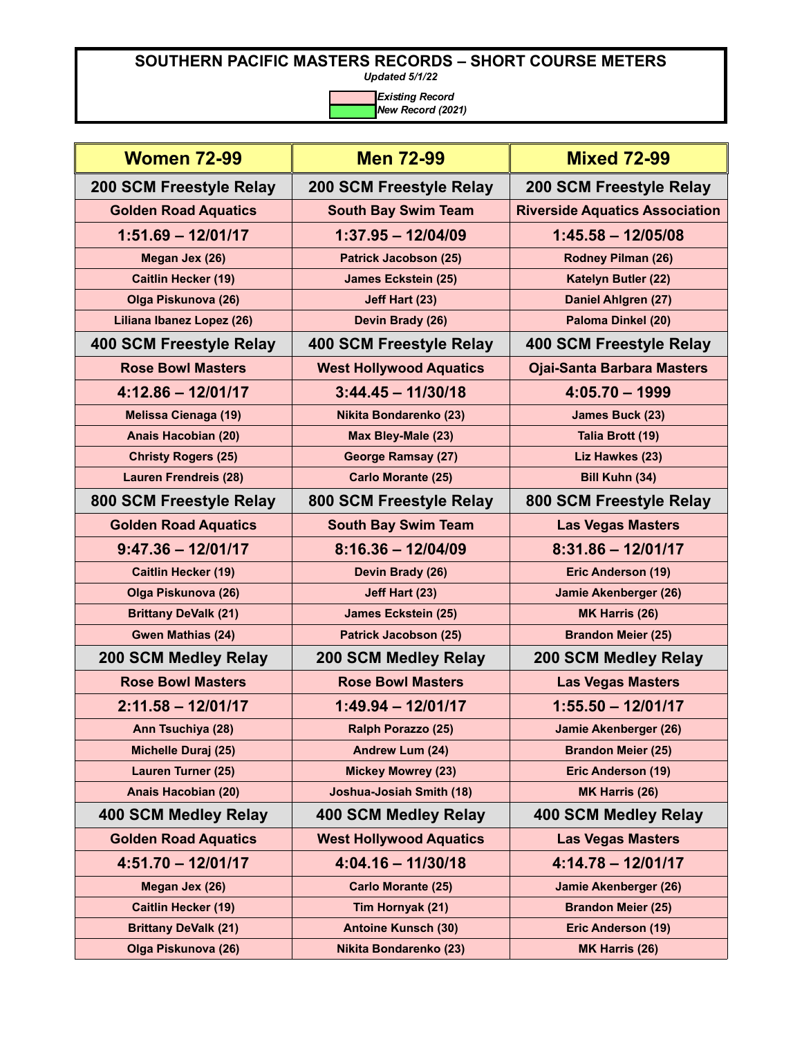# SOUTHERN PACIFIC MASTERS RECORDS – SHORT COURSE METERS

*Updated 5/1/22*

*Existing Record*

*New Record (2021)*

| Women 72-99 | Men 72-99 | Mixed 72-99 |
|---|---|---|
| **200 SCM Freestyle Relay** | **200 SCM Freestyle Relay** | **200 SCM Freestyle Relay** |
| Golden Road Aquatics | South Bay Swim Team | Riverside Aquatics Association |
| 1:51.69 – 12/01/17 | 1:37.95 – 12/04/09 | 1:45.58 – 12/05/08 |
| Megan Jex (26) | Patrick Jacobson (25) | Rodney Pilman (26) |
| Caitlin Hecker (19) | James Eckstein (25) | Katelyn Butler (22) |
| Olga Piskunova (26) | Jeff Hart (23) | Daniel Ahlgren (27) |
| Liliana Ibanez Lopez (26) | Devin Brady (26) | Paloma Dinkel (20) |
| **400 SCM Freestyle Relay** | **400 SCM Freestyle Relay** | **400 SCM Freestyle Relay** |
| Rose Bowl Masters | West Hollywood Aquatics | Ojai-Santa Barbara Masters |
| 4:12.86 – 12/01/17 | 3:44.45 – 11/30/18 | 4:05.70 – 1999 |
| Melissa Cienaga (19) | Nikita Bondarenko (23) | James Buck (23) |
| Anais Hacobian (20) | Max Bley-Male (23) | Talia Brott (19) |
| Christy Rogers (25) | George Ramsay (27) | Liz Hawkes (23) |
| Lauren Frendreis (28) | Carlo Morante (25) | Bill Kuhn (34) |
| **800 SCM Freestyle Relay** | **800 SCM Freestyle Relay** | **800 SCM Freestyle Relay** |
| Golden Road Aquatics | South Bay Swim Team | Las Vegas Masters |
| 9:47.36 – 12/01/17 | 8:16.36 – 12/04/09 | 8:31.86 – 12/01/17 |
| Caitlin Hecker (19) | Devin Brady (26) | Eric Anderson (19) |
| Olga Piskunova (26) | Jeff Hart (23) | Jamie Akenberger (26) |
| Brittany DeValk (21) | James Eckstein (25) | MK Harris (26) |
| Gwen Mathias (24) | Patrick Jacobson (25) | Brandon Meier (25) |
| **200 SCM Medley Relay** | **200 SCM Medley Relay** | **200 SCM Medley Relay** |
| Rose Bowl Masters | Rose Bowl Masters | Las Vegas Masters |
| 2:11.58 – 12/01/17 | 1:49.94 – 12/01/17 | 1:55.50 – 12/01/17 |
| Ann Tsuchiya (28) | Ralph Porazzo (25) | Jamie Akenberger (26) |
| Michelle Duraj (25) | Andrew Lum (24) | Brandon Meier (25) |
| Lauren Turner (25) | Mickey Mowrey (23) | Eric Anderson (19) |
| Anais Hacobian (20) | Joshua-Josiah Smith (18) | MK Harris (26) |
| **400 SCM Medley Relay** | **400 SCM Medley Relay** | **400 SCM Medley Relay** |
| Golden Road Aquatics | West Hollywood Aquatics | Las Vegas Masters |
| 4:51.70 – 12/01/17 | 4:04.16 – 11/30/18 | 4:14.78 – 12/01/17 |
| Megan Jex (26) | Carlo Morante (25) | Jamie Akenberger (26) |
| Caitlin Hecker (19) | Tim Hornyak (21) | Brandon Meier (25) |
| Brittany DeValk (21) | Antoine Kunsch (30) | Eric Anderson (19) |
| Olga Piskunova (26) | Nikita Bondarenko (23) | MK Harris (26) |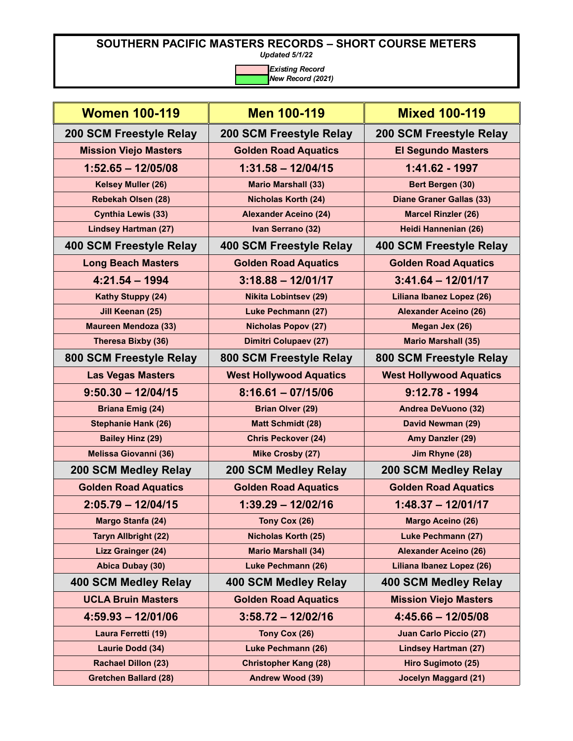# SOUTHERN PACIFIC MASTERS RECORDS – SHORT COURSE METERS

*Updated 5/1/22*

*Existing Record*
*New Record (2021)*

| Women 100-119 | Men 100-119 | Mixed 100-119 |
|---|---|---|
| **200 SCM Freestyle Relay** | **200 SCM Freestyle Relay** | **200 SCM Freestyle Relay** |
| Mission Viejo Masters | Golden Road Aquatics | El Segundo Masters |
| 1:52.65 – 12/05/08 | 1:31.58 – 12/04/15 | 1:41.62 - 1997 |
| Kelsey Muller (26) | Mario Marshall (33) | Bert Bergen (30) |
| Rebekah Olsen (28) | Nicholas Korth (24) | Diane Graner Gallas (33) |
| Cynthia Lewis (33) | Alexander Aceino (24) | Marcel Rinzler (26) |
| Lindsey Hartman (27) | Ivan Serrano (32) | Heidi Hannenian (26) |
| **400 SCM Freestyle Relay** | **400 SCM Freestyle Relay** | **400 SCM Freestyle Relay** |
| Long Beach Masters | Golden Road Aquatics | Golden Road Aquatics |
| 4:21.54 – 1994 | 3:18.88 – 12/01/17 | 3:41.64 – 12/01/17 |
| Kathy Stuppy (24) | Nikita Lobintsev (29) | Liliana Ibanez Lopez (26) |
| Jill Keenan (25) | Luke Pechmann (27) | Alexander Aceino (26) |
| Maureen Mendoza (33) | Nicholas Popov (27) | Megan Jex (26) |
| Theresa Bixby (36) | Dimitri Colupaev (27) | Mario Marshall (35) |
| **800 SCM Freestyle Relay** | **800 SCM Freestyle Relay** | **800 SCM Freestyle Relay** |
| Las Vegas Masters | West Hollywood Aquatics | West Hollywood Aquatics |
| 9:50.30 – 12/04/15 | 8:16.61 – 07/15/06 | 9:12.78 - 1994 |
| Briana Emig (24) | Brian Olver (29) | Andrea DeVuono (32) |
| Stephanie Hank (26) | Matt Schmidt (28) | David Newman (29) |
| Bailey Hinz (29) | Chris Peckover (24) | Amy Danzler (29) |
| Melissa Giovanni (36) | Mike Crosby (27) | Jim Rhyne (28) |
| **200 SCM Medley Relay** | **200 SCM Medley Relay** | **200 SCM Medley Relay** |
| Golden Road Aquatics | Golden Road Aquatics | Golden Road Aquatics |
| 2:05.79 – 12/04/15 | 1:39.29 – 12/02/16 | 1:48.37 – 12/01/17 |
| Margo Stanfa (24) | Tony Cox (26) | Margo Aceino (26) |
| Taryn Allbright (22) | Nicholas Korth (25) | Luke Pechmann (27) |
| Lizz Grainger (24) | Mario Marshall (34) | Alexander Aceino (26) |
| Abica Dubay (30) | Luke Pechmann (26) | Liliana Ibanez Lopez (26) |
| **400 SCM Medley Relay** | **400 SCM Medley Relay** | **400 SCM Medley Relay** |
| UCLA Bruin Masters | Golden Road Aquatics | Mission Viejo Masters |
| 4:59.93 – 12/01/06 | 3:58.72 – 12/02/16 | 4:45.66 – 12/05/08 |
| Laura Ferretti (19) | Tony Cox (26) | Juan Carlo Piccio (27) |
| Laurie Dodd (34) | Luke Pechmann (26) | Lindsey Hartman (27) |
| Rachael Dillon (23) | Christopher Kang (28) | Hiro Sugimoto (25) |
| Gretchen Ballard (28) | Andrew Wood (39) | Jocelyn Maggard (21) |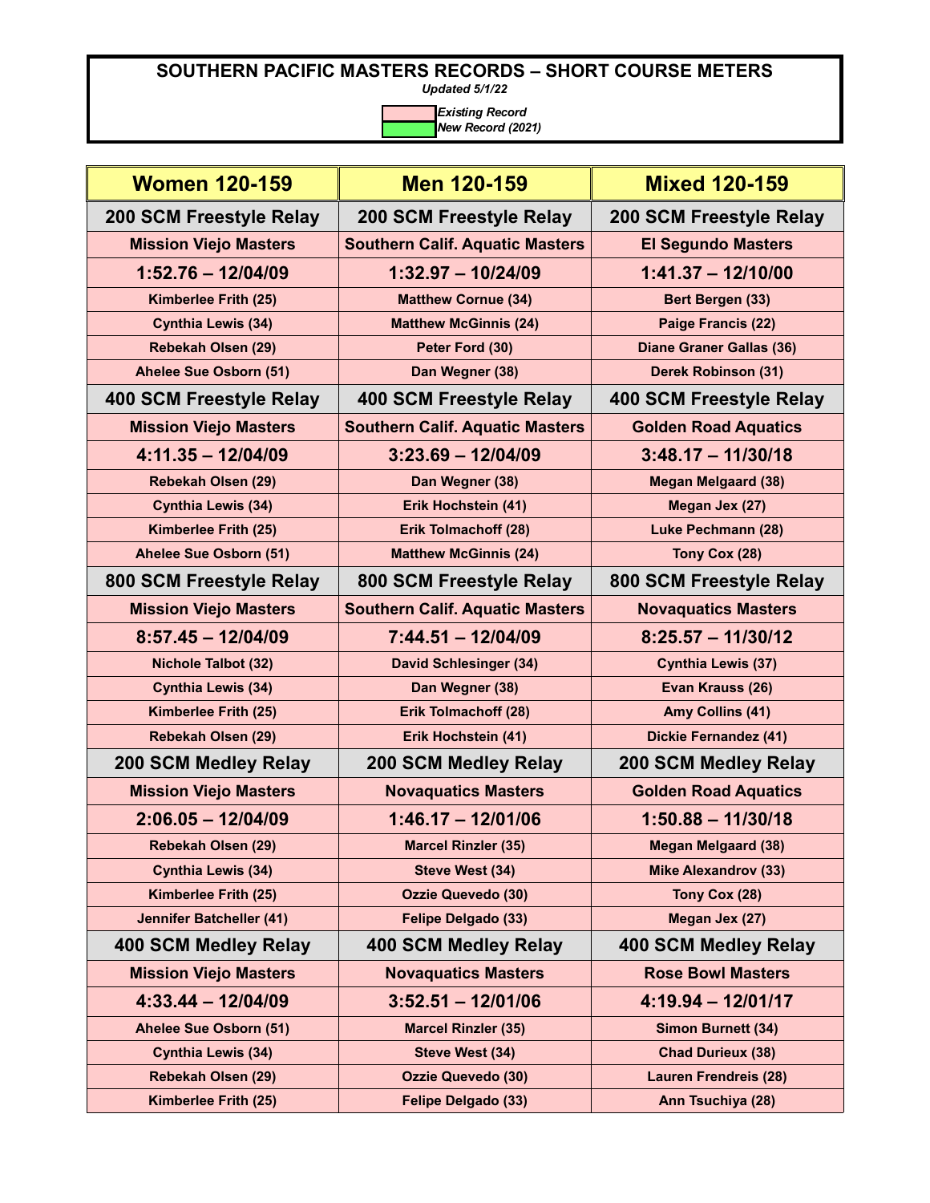# SOUTHERN PACIFIC MASTERS RECORDS – SHORT COURSE METERS

*Updated 5/1/22*

*Existing Record*
*New Record (2021)*

| Women 120-159 | Men 120-159 | Mixed 120-159 |
|---|---|---|
| **200 SCM Freestyle Relay** | **200 SCM Freestyle Relay** | **200 SCM Freestyle Relay** |
| Mission Viejo Masters | Southern Calif. Aquatic Masters | El Segundo Masters |
| 1:52.76 – 12/04/09 | 1:32.97 – 10/24/09 | 1:41.37 – 12/10/00 |
| Kimberlee Frith (25) | Matthew Cornue (34) | Bert Bergen (33) |
| Cynthia Lewis (34) | Matthew McGinnis (24) | Paige Francis (22) |
| Rebekah Olsen (29) | Peter Ford (30) | Diane Graner Gallas (36) |
| Ahelee Sue Osborn (51) | Dan Wegner (38) | Derek Robinson (31) |
| **400 SCM Freestyle Relay** | **400 SCM Freestyle Relay** | **400 SCM Freestyle Relay** |
| Mission Viejo Masters | Southern Calif. Aquatic Masters | Golden Road Aquatics |
| 4:11.35 – 12/04/09 | 3:23.69 – 12/04/09 | 3:48.17 – 11/30/18 |
| Rebekah Olsen (29) | Dan Wegner (38) | Megan Melgaard (38) |
| Cynthia Lewis (34) | Erik Hochstein (41) | Megan Jex (27) |
| Kimberlee Frith (25) | Erik Tolmachoff (28) | Luke Pechmann (28) |
| Ahelee Sue Osborn (51) | Matthew McGinnis (24) | Tony Cox (28) |
| **800 SCM Freestyle Relay** | **800 SCM Freestyle Relay** | **800 SCM Freestyle Relay** |
| Mission Viejo Masters | Southern Calif. Aquatic Masters | Novaquatics Masters |
| 8:57.45 – 12/04/09 | 7:44.51 – 12/04/09 | 8:25.57 – 11/30/12 |
| Nichole Talbot (32) | David Schlesinger (34) | Cynthia Lewis (37) |
| Cynthia Lewis (34) | Dan Wegner (38) | Evan Krauss (26) |
| Kimberlee Frith (25) | Erik Tolmachoff (28) | Amy Collins (41) |
| Rebekah Olsen (29) | Erik Hochstein (41) | Dickie Fernandez (41) |
| **200 SCM Medley Relay** | **200 SCM Medley Relay** | **200 SCM Medley Relay** |
| Mission Viejo Masters | Novaquatics Masters | Golden Road Aquatics |
| 2:06.05 – 12/04/09 | 1:46.17 – 12/01/06 | 1:50.88 – 11/30/18 |
| Rebekah Olsen (29) | Marcel Rinzler (35) | Megan Melgaard (38) |
| Cynthia Lewis (34) | Steve West (34) | Mike Alexandrov (33) |
| Kimberlee Frith (25) | Ozzie Quevedo (30) | Tony Cox (28) |
| Jennifer Batcheller (41) | Felipe Delgado (33) | Megan Jex (27) |
| **400 SCM Medley Relay** | **400 SCM Medley Relay** | **400 SCM Medley Relay** |
| Mission Viejo Masters | Novaquatics Masters | Rose Bowl Masters |
| 4:33.44 – 12/04/09 | 3:52.51 – 12/01/06 | 4:19.94 – 12/01/17 |
| Ahelee Sue Osborn (51) | Marcel Rinzler (35) | Simon Burnett (34) |
| Cynthia Lewis (34) | Steve West (34) | Chad Durieux (38) |
| Rebekah Olsen (29) | Ozzie Quevedo (30) | Lauren Frendreis (28) |
| Kimberlee Frith (25) | Felipe Delgado (33) | Ann Tsuchiya (28) |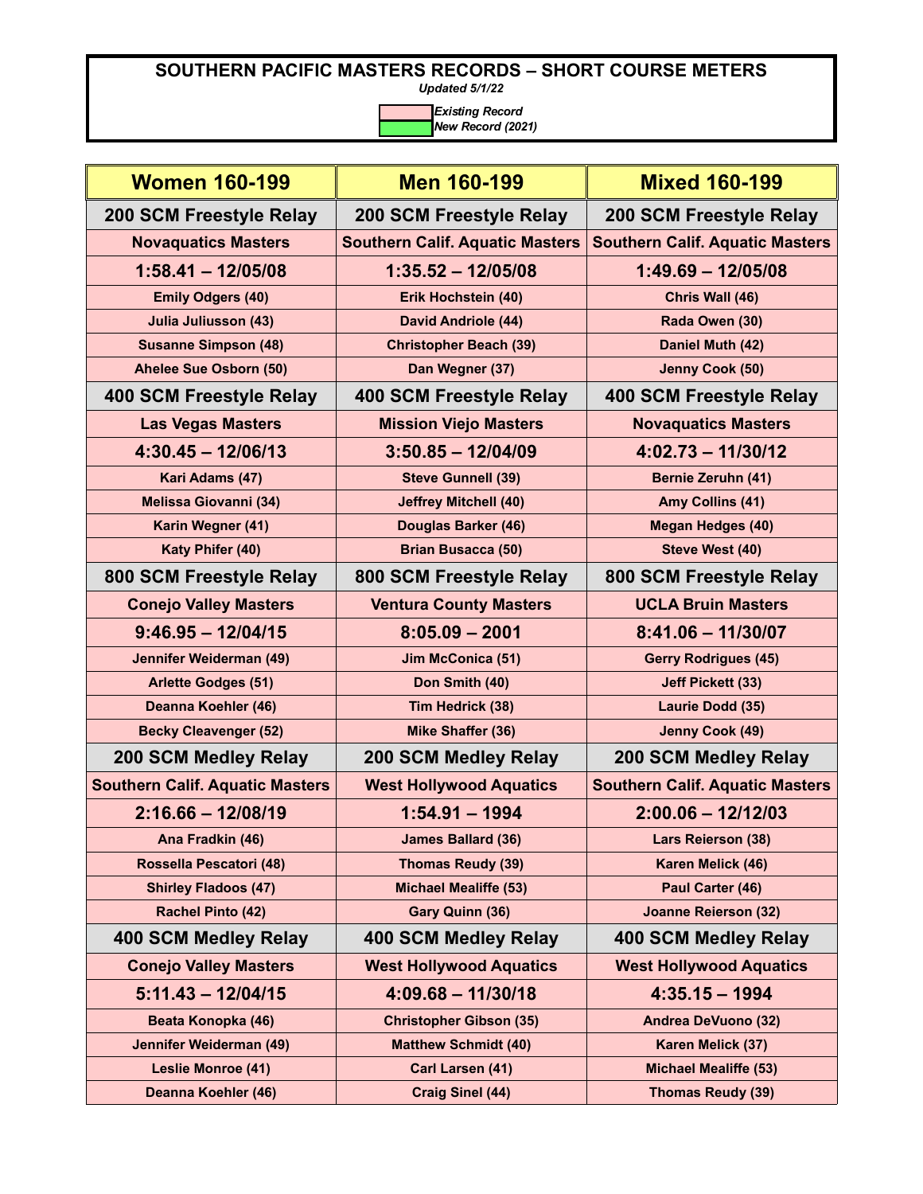# SOUTHERN PACIFIC MASTERS RECORDS – SHORT COURSE METERS

*Updated 5/1/22*

*Existing Record*
*New Record (2021)*

| Women 160-199 | Men 160-199 | Mixed 160-199 |
|---|---|---|
| **200 SCM Freestyle Relay** | **200 SCM Freestyle Relay** | **200 SCM Freestyle Relay** |
| Novaquatics Masters | Southern Calif. Aquatic Masters | Southern Calif. Aquatic Masters |
| 1:58.41 – 12/05/08 | 1:35.52 – 12/05/08 | 1:49.69 – 12/05/08 |
| Emily Odgers (40) | Erik Hochstein (40) | Chris Wall (46) |
| Julia Juliusson (43) | David Andriole (44) | Rada Owen (30) |
| Susanne Simpson (48) | Christopher Beach (39) | Daniel Muth (42) |
| Ahelee Sue Osborn (50) | Dan Wegner (37) | Jenny Cook (50) |
| **400 SCM Freestyle Relay** | **400 SCM Freestyle Relay** | **400 SCM Freestyle Relay** |
| Las Vegas Masters | Mission Viejo Masters | Novaquatics Masters |
| 4:30.45 – 12/06/13 | 3:50.85 – 12/04/09 | 4:02.73 – 11/30/12 |
| Kari Adams (47) | Steve Gunnell (39) | Bernie Zeruhn (41) |
| Melissa Giovanni (34) | Jeffrey Mitchell (40) | Amy Collins (41) |
| Karin Wegner (41) | Douglas Barker (46) | Megan Hedges (40) |
| Katy Phifer (40) | Brian Busacca (50) | Steve West (40) |
| **800 SCM Freestyle Relay** | **800 SCM Freestyle Relay** | **800 SCM Freestyle Relay** |
| Conejo Valley Masters | Ventura County Masters | UCLA Bruin Masters |
| 9:46.95 – 12/04/15 | 8:05.09 – 2001 | 8:41.06 – 11/30/07 |
| Jennifer Weiderman (49) | Jim McConica (51) | Gerry Rodrigues (45) |
| Arlette Godges (51) | Don Smith (40) | Jeff Pickett (33) |
| Deanna Koehler (46) | Tim Hedrick (38) | Laurie Dodd (35) |
| Becky Cleavenger (52) | Mike Shaffer (36) | Jenny Cook (49) |
| **200 SCM Medley Relay** | **200 SCM Medley Relay** | **200 SCM Medley Relay** |
| Southern Calif. Aquatic Masters | West Hollywood Aquatics | Southern Calif. Aquatic Masters |
| 2:16.66 – 12/08/19 | 1:54.91 – 1994 | 2:00.06 – 12/12/03 |
| Ana Fradkin (46) | James Ballard (36) | Lars Reierson (38) |
| Rossella Pescatori (48) | Thomas Reudy (39) | Karen Melick (46) |
| Shirley Fladoos (47) | Michael Mealiffe (53) | Paul Carter (46) |
| Rachel Pinto (42) | Gary Quinn (36) | Joanne Reierson (32) |
| **400 SCM Medley Relay** | **400 SCM Medley Relay** | **400 SCM Medley Relay** |
| Conejo Valley Masters | West Hollywood Aquatics | West Hollywood Aquatics |
| 5:11.43 – 12/04/15 | 4:09.68 – 11/30/18 | 4:35.15 – 1994 |
| Beata Konopka (46) | Christopher Gibson (35) | Andrea DeVuono (32) |
| Jennifer Weiderman (49) | Matthew Schmidt (40) | Karen Melick (37) |
| Leslie Monroe (41) | Carl Larsen (41) | Michael Mealiffe (53) |
| Deanna Koehler (46) | Craig Sinel (44) | Thomas Reudy (39) |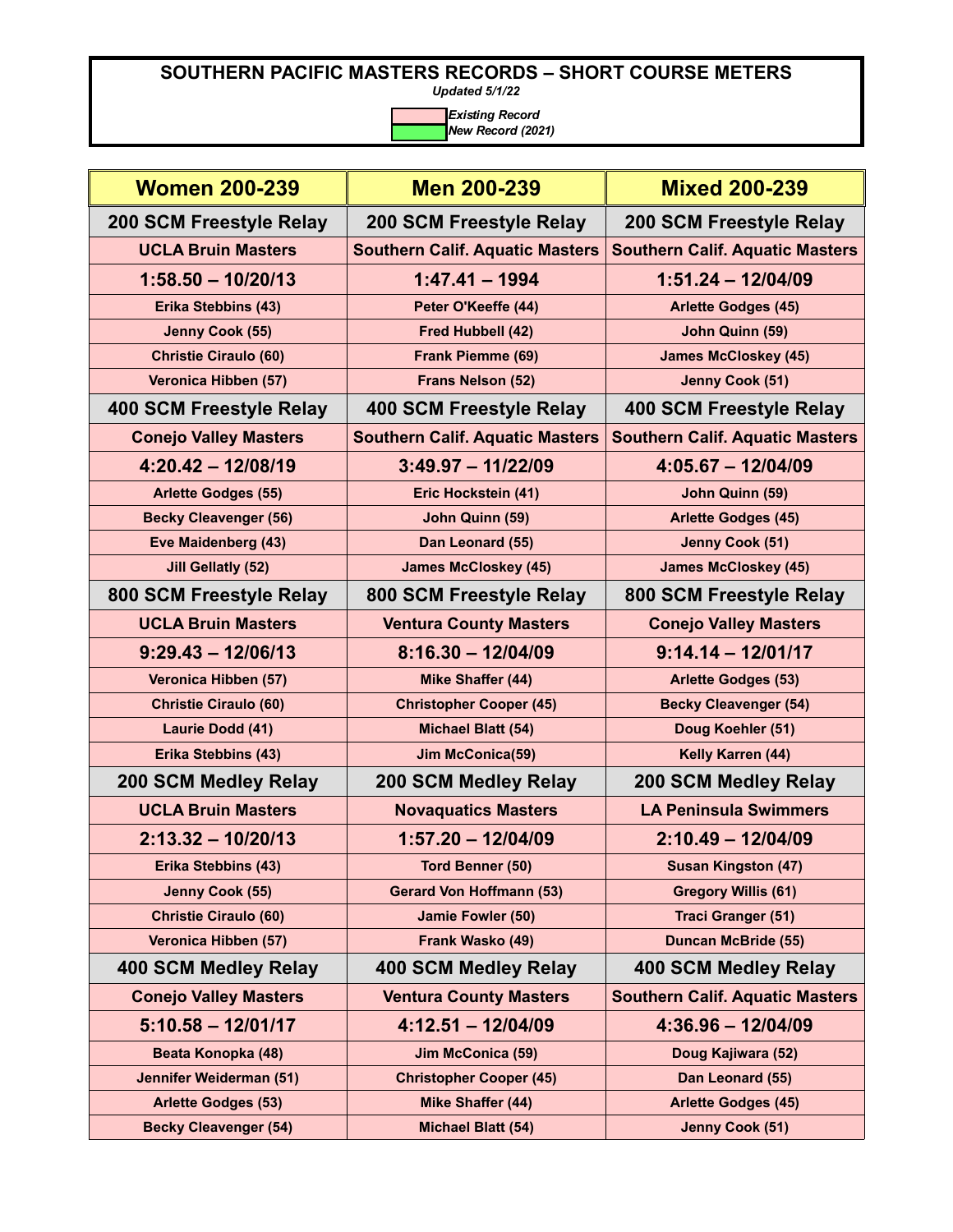# SOUTHERN PACIFIC MASTERS RECORDS – SHORT COURSE METERS

*Updated 5/1/22*

*Existing Record*
*New Record (2021)*

| Women 200-239 | Men 200-239 | Mixed 200-239 |
|---|---|---|
| **200 SCM Freestyle Relay** | **200 SCM Freestyle Relay** | **200 SCM Freestyle Relay** |
| UCLA Bruin Masters | Southern Calif. Aquatic Masters | Southern Calif. Aquatic Masters |
| 1:58.50 – 10/20/13 | 1:47.41 – 1994 | 1:51.24 – 12/04/09 |
| Erika Stebbins (43) | Peter O'Keeffe (44) | Arlette Godges (45) |
| Jenny Cook (55) | Fred Hubbell (42) | John Quinn (59) |
| Christie Ciraulo (60) | Frank Piemme (69) | James McCloskey (45) |
| Veronica Hibben (57) | Frans Nelson (52) | Jenny Cook (51) |
| **400 SCM Freestyle Relay** | **400 SCM Freestyle Relay** | **400 SCM Freestyle Relay** |
| Conejo Valley Masters | Southern Calif. Aquatic Masters | Southern Calif. Aquatic Masters |
| 4:20.42 – 12/08/19 | 3:49.97 – 11/22/09 | 4:05.67 – 12/04/09 |
| Arlette Godges (55) | Eric Hockstein (41) | John Quinn (59) |
| Becky Cleavenger (56) | John Quinn (59) | Arlette Godges (45) |
| Eve Maidenberg (43) | Dan Leonard (55) | Jenny Cook (51) |
| Jill Gellatly (52) | James McCloskey (45) | James McCloskey (45) |
| **800 SCM Freestyle Relay** | **800 SCM Freestyle Relay** | **800 SCM Freestyle Relay** |
| UCLA Bruin Masters | Ventura County Masters | Conejo Valley Masters |
| 9:29.43 – 12/06/13 | 8:16.30 – 12/04/09 | 9:14.14 – 12/01/17 |
| Veronica Hibben (57) | Mike Shaffer (44) | Arlette Godges (53) |
| Christie Ciraulo (60) | Christopher Cooper (45) | Becky Cleavenger (54) |
| Laurie Dodd (41) | Michael Blatt (54) | Doug Koehler (51) |
| Erika Stebbins (43) | Jim McConica(59) | Kelly Karren (44) |
| **200 SCM Medley Relay** | **200 SCM Medley Relay** | **200 SCM Medley Relay** |
| UCLA Bruin Masters | Novaquatics Masters | LA Peninsula Swimmers |
| 2:13.32 – 10/20/13 | 1:57.20 – 12/04/09 | 2:10.49 – 12/04/09 |
| Erika Stebbins (43) | Tord Benner (50) | Susan Kingston (47) |
| Jenny Cook (55) | Gerard Von Hoffmann (53) | Gregory Willis (61) |
| Christie Ciraulo (60) | Jamie Fowler (50) | Traci Granger (51) |
| Veronica Hibben (57) | Frank Wasko (49) | Duncan McBride (55) |
| **400 SCM Medley Relay** | **400 SCM Medley Relay** | **400 SCM Medley Relay** |
| Conejo Valley Masters | Ventura County Masters | Southern Calif. Aquatic Masters |
| 5:10.58 – 12/01/17 | 4:12.51 – 12/04/09 | 4:36.96 – 12/04/09 |
| Beata Konopka (48) | Jim McConica (59) | Doug Kajiwara (52) |
| Jennifer Weiderman (51) | Christopher Cooper (45) | Dan Leonard (55) |
| Arlette Godges (53) | Mike Shaffer (44) | Arlette Godges (45) |
| Becky Cleavenger (54) | Michael Blatt (54) | Jenny Cook (51) |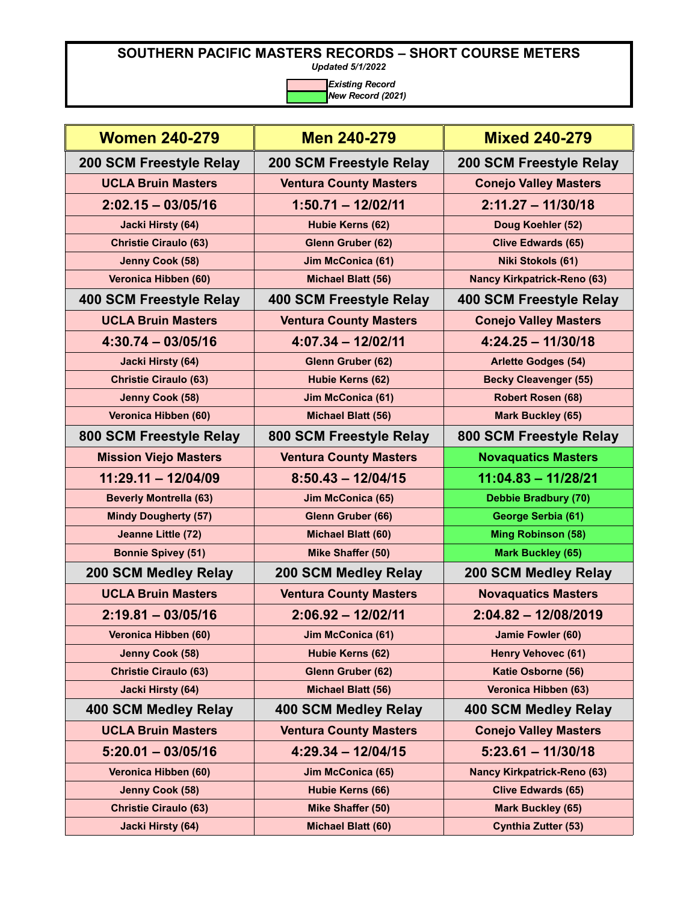# SOUTHERN PACIFIC MASTERS RECORDS – SHORT COURSE METERS

*Updated 5/1/2022*

*Existing Record*
*New Record (2021)*

| Women 240-279 | Men 240-279 | Mixed 240-279 |
|---|---|---|
| **200 SCM Freestyle Relay** | **200 SCM Freestyle Relay** | **200 SCM Freestyle Relay** |
| **UCLA Bruin Masters** | **Ventura County Masters** | **Conejo Valley Masters** |
| **2:02.15 – 03/05/16** | **1:50.71 – 12/02/11** | **2:11.27 – 11/30/18** |
| Jacki Hirsty (64) | Hubie Kerns (62) | Doug Koehler (52) |
| Christie Ciraulo (63) | Glenn Gruber (62) | Clive Edwards (65) |
| Jenny Cook (58) | Jim McConica (61) | Niki Stokols (61) |
| Veronica Hibben (60) | Michael Blatt (56) | Nancy Kirkpatrick-Reno (63) |
| **400 SCM Freestyle Relay** | **400 SCM Freestyle Relay** | **400 SCM Freestyle Relay** |
| **UCLA Bruin Masters** | **Ventura County Masters** | **Conejo Valley Masters** |
| **4:30.74 – 03/05/16** | **4:07.34 – 12/02/11** | **4:24.25 – 11/30/18** |
| Jacki Hirsty (64) | Glenn Gruber (62) | Arlette Godges (54) |
| Christie Ciraulo (63) | Hubie Kerns (62) | Becky Cleavenger (55) |
| Jenny Cook (58) | Jim McConica (61) | Robert Rosen (68) |
| Veronica Hibben (60) | Michael Blatt (56) | Mark Buckley (65) |
| **800 SCM Freestyle Relay** | **800 SCM Freestyle Relay** | **800 SCM Freestyle Relay** |
| **Mission Viejo Masters** | **Ventura County Masters** | **Novaquatics Masters** |
| **11:29.11 – 12/04/09** | **8:50.43 – 12/04/15** | **11:04.83 – 11/28/21** |
| Beverly Montrella (63) | Jim McConica (65) | Debbie Bradbury (70) |
| Mindy Dougherty (57) | Glenn Gruber (66) | George Serbia (61) |
| Jeanne Little (72) | Michael Blatt (60) | Ming Robinson (58) |
| Bonnie Spivey (51) | Mike Shaffer (50) | Mark Buckley (65) |
| **200 SCM Medley Relay** | **200 SCM Medley Relay** | **200 SCM Medley Relay** |
| **UCLA Bruin Masters** | **Ventura County Masters** | **Novaquatics Masters** |
| **2:19.81 – 03/05/16** | **2:06.92 – 12/02/11** | **2:04.82 – 12/08/2019** |
| Veronica Hibben (60) | Jim McConica (61) | Jamie Fowler (60) |
| Jenny Cook (58) | Hubie Kerns (62) | Henry Vehovec (61) |
| Christie Ciraulo (63) | Glenn Gruber (62) | Katie Osborne (56) |
| Jacki Hirsty (64) | Michael Blatt (56) | Veronica Hibben (63) |
| **400 SCM Medley Relay** | **400 SCM Medley Relay** | **400 SCM Medley Relay** |
| **UCLA Bruin Masters** | **Ventura County Masters** | **Conejo Valley Masters** |
| **5:20.01 – 03/05/16** | **4:29.34 – 12/04/15** | **5:23.61 – 11/30/18** |
| Veronica Hibben (60) | Jim McConica (65) | Nancy Kirkpatrick-Reno (63) |
| Jenny Cook (58) | Hubie Kerns (66) | Clive Edwards (65) |
| Christie Ciraulo (63) | Mike Shaffer (50) | Mark Buckley (65) |
| Jacki Hirsty (64) | Michael Blatt (60) | Cynthia Zutter (53) |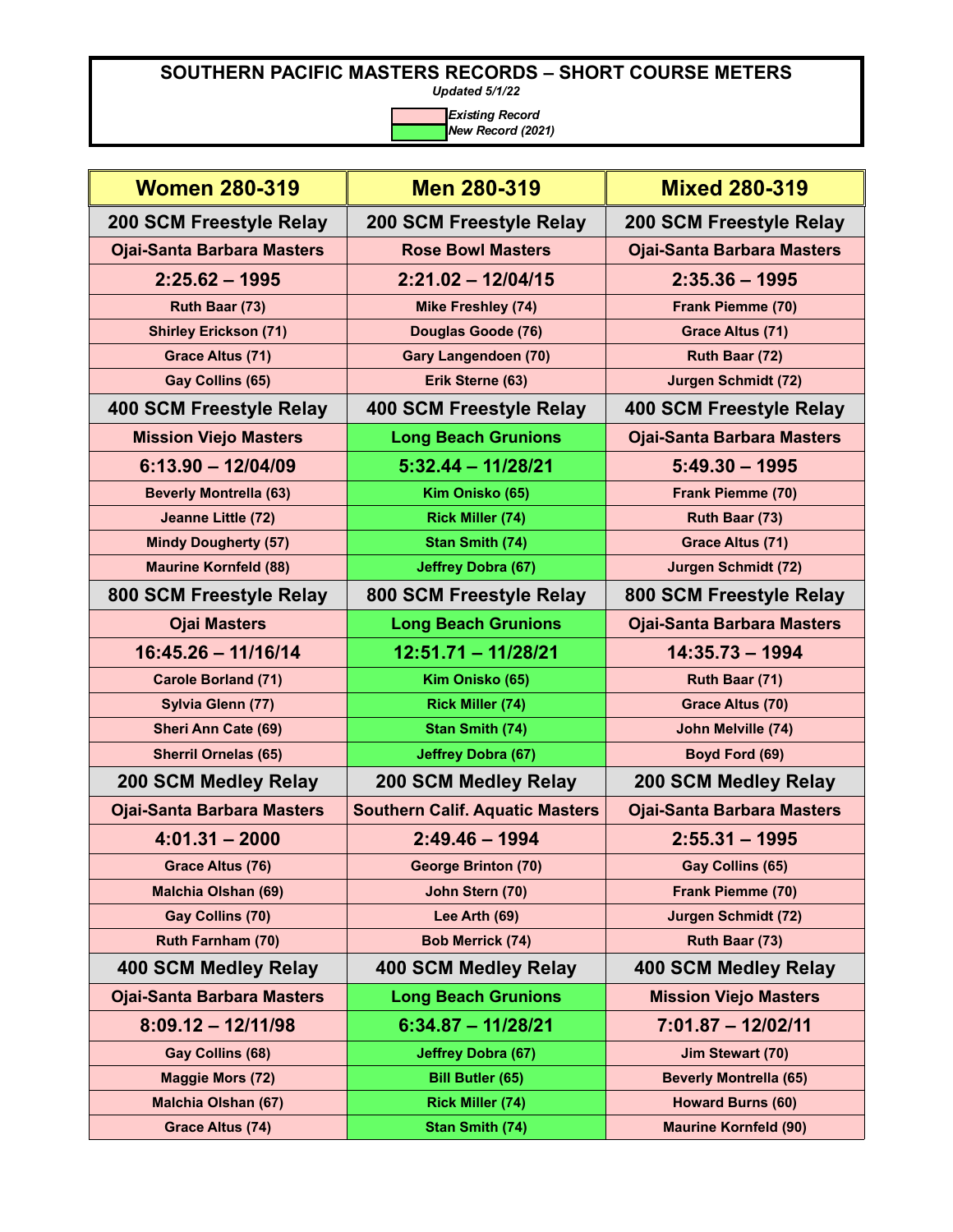# SOUTHERN PACIFIC MASTERS RECORDS – SHORT COURSE METERS

*Updated 5/1/22*

*Existing Record*
*New Record (2021)*

| Women 280-319 | Men 280-319 | Mixed 280-319 |
|---|---|---|
| **200 SCM Freestyle Relay** | **200 SCM Freestyle Relay** | **200 SCM Freestyle Relay** |
| Ojai-Santa Barbara Masters | Rose Bowl Masters | Ojai-Santa Barbara Masters |
| 2:25.62 – 1995 | 2:21.02 – 12/04/15 | 2:35.36 – 1995 |
| Ruth Baar (73) | Mike Freshley (74) | Frank Piemme (70) |
| Shirley Erickson (71) | Douglas Goode (76) | Grace Altus (71) |
| Grace Altus (71) | Gary Langendoen (70) | Ruth Baar (72) |
| Gay Collins (65) | Erik Sterne (63) | Jurgen Schmidt (72) |
| **400 SCM Freestyle Relay** | **400 SCM Freestyle Relay** | **400 SCM Freestyle Relay** |
| Mission Viejo Masters | Long Beach Grunions | Ojai-Santa Barbara Masters |
| 6:13.90 – 12/04/09 | 5:32.44 – 11/28/21 | 5:49.30 – 1995 |
| Beverly Montrella (63) | Kim Onisko (65) | Frank Piemme (70) |
| Jeanne Little (72) | Rick Miller (74) | Ruth Baar (73) |
| Mindy Dougherty (57) | Stan Smith (74) | Grace Altus (71) |
| Maurine Kornfeld (88) | Jeffrey Dobra (67) | Jurgen Schmidt (72) |
| **800 SCM Freestyle Relay** | **800 SCM Freestyle Relay** | **800 SCM Freestyle Relay** |
| Ojai Masters | Long Beach Grunions | Ojai-Santa Barbara Masters |
| 16:45.26 – 11/16/14 | 12:51.71 – 11/28/21 | 14:35.73 – 1994 |
| Carole Borland (71) | Kim Onisko (65) | Ruth Baar (71) |
| Sylvia Glenn (77) | Rick Miller (74) | Grace Altus (70) |
| Sheri Ann Cate (69) | Stan Smith (74) | John Melville (74) |
| Sherril Ornelas (65) | Jeffrey Dobra (67) | Boyd Ford (69) |
| **200 SCM Medley Relay** | **200 SCM Medley Relay** | **200 SCM Medley Relay** |
| Ojai-Santa Barbara Masters | Southern Calif. Aquatic Masters | Ojai-Santa Barbara Masters |
| 4:01.31 – 2000 | 2:49.46 – 1994 | 2:55.31 – 1995 |
| Grace Altus (76) | George Brinton (70) | Gay Collins (65) |
| Malchia Olshan (69) | John Stern (70) | Frank Piemme (70) |
| Gay Collins (70) | Lee Arth (69) | Jurgen Schmidt (72) |
| Ruth Farnham (70) | Bob Merrick (74) | Ruth Baar (73) |
| **400 SCM Medley Relay** | **400 SCM Medley Relay** | **400 SCM Medley Relay** |
| Ojai-Santa Barbara Masters | Long Beach Grunions | Mission Viejo Masters |
| 8:09.12 – 12/11/98 | 6:34.87 – 11/28/21 | 7:01.87 – 12/02/11 |
| Gay Collins (68) | Jeffrey Dobra (67) | Jim Stewart (70) |
| Maggie Mors (72) | Bill Butler (65) | Beverly Montrella (65) |
| Malchia Olshan (67) | Rick Miller (74) | Howard Burns (60) |
| Grace Altus (74) | Stan Smith (74) | Maurine Kornfeld (90) |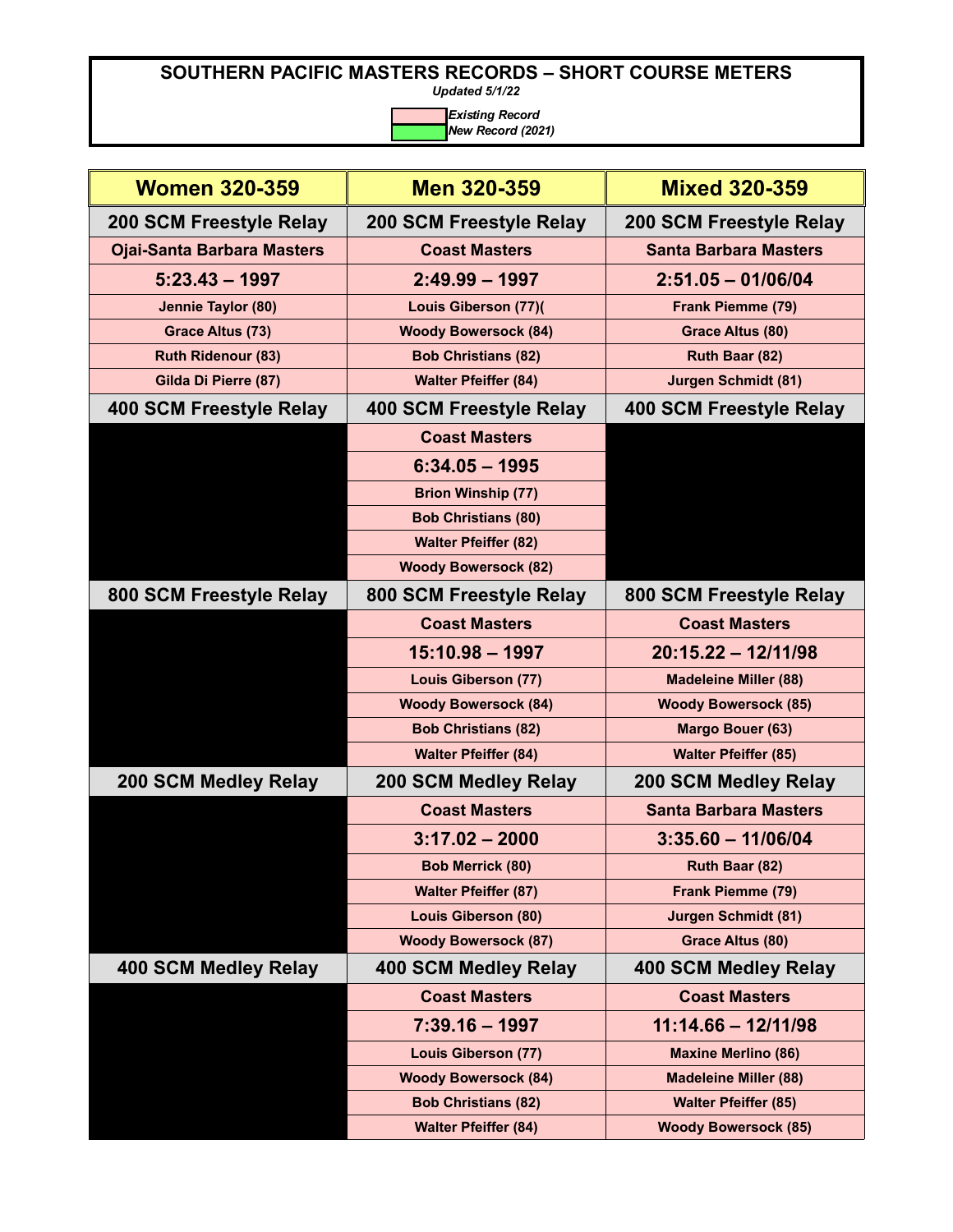# SOUTHERN PACIFIC MASTERS RECORDS – SHORT COURSE METERS

*Updated 5/1/22*

| | |
|---|---|
| | *Existing Record* |
| | *New Record (2021)* |

| Women 320-359 | Men 320-359 | Mixed 320-359 |
|---|---|---|
| **200 SCM Freestyle Relay** | **200 SCM Freestyle Relay** | **200 SCM Freestyle Relay** |
| Ojai-Santa Barbara Masters | Coast Masters | Santa Barbara Masters |
| 5:23.43 – 1997 | 2:49.99 – 1997 | 2:51.05 – 01/06/04 |
| Jennie Taylor (80) | Louis Giberson (77)( | Frank Piemme (79) |
| Grace Altus (73) | Woody Bowersock (84) | Grace Altus (80) |
| Ruth Ridenour (83) | Bob Christians (82) | Ruth Baar (82) |
| Gilda Di Pierre (87) | Walter Pfeiffer (84) | Jurgen Schmidt (81) |
| **400 SCM Freestyle Relay** | **400 SCM Freestyle Relay** | **400 SCM Freestyle Relay** |
| | Coast Masters | |
| | 6:34.05 – 1995 | |
| | Brion Winship (77) | |
| | Bob Christians (80) | |
| | Walter Pfeiffer (82) | |
| | Woody Bowersock (82) | |
| **800 SCM Freestyle Relay** | **800 SCM Freestyle Relay** | **800 SCM Freestyle Relay** |
| | Coast Masters | Coast Masters |
| | 15:10.98 – 1997 | 20:15.22 – 12/11/98 |
| | Louis Giberson (77) | Madeleine Miller (88) |
| | Woody Bowersock (84) | Woody Bowersock (85) |
| | Bob Christians (82) | Margo Bouer (63) |
| | Walter Pfeiffer (84) | Walter Pfeiffer (85) |
| **200 SCM Medley Relay** | **200 SCM Medley Relay** | **200 SCM Medley Relay** |
| | Coast Masters | Santa Barbara Masters |
| | 3:17.02 – 2000 | 3:35.60 – 11/06/04 |
| | Bob Merrick (80) | Ruth Baar (82) |
| | Walter Pfeiffer (87) | Frank Piemme (79) |
| | Louis Giberson (80) | Jurgen Schmidt (81) |
| | Woody Bowersock (87) | Grace Altus (80) |
| **400 SCM Medley Relay** | **400 SCM Medley Relay** | **400 SCM Medley Relay** |
| | Coast Masters | Coast Masters |
| | 7:39.16 – 1997 | 11:14.66 – 12/11/98 |
| | Louis Giberson (77) | Maxine Merlino (86) |
| | Woody Bowersock (84) | Madeleine Miller (88) |
| | Bob Christians (82) | Walter Pfeiffer (85) |
| | Walter Pfeiffer (84) | Woody Bowersock (85) |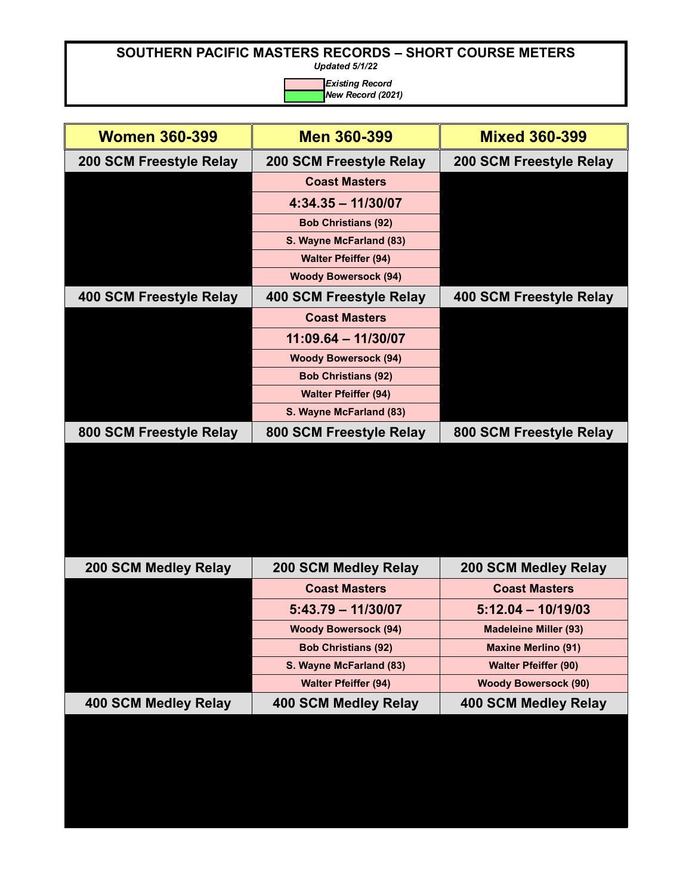**SOUTHERN PACIFIC MASTERS RECORDS – SHORT COURSE METERS**

*Updated 5/1/22*

*Existing Record*

*New Record (2021)*

| Women 360-399 | Men 360-399 | Mixed 360-399 |
|---|---|---|
| **200 SCM Freestyle Relay** | **200 SCM Freestyle Relay** | **200 SCM Freestyle Relay** |
| | Coast Masters | |
| | 4:34.35 – 11/30/07 | |
| | Bob Christians (92) | |
| | S. Wayne McFarland (83) | |
| | Walter Pfeiffer (94) | |
| | Woody Bowersock (94) | |
| **400 SCM Freestyle Relay** | **400 SCM Freestyle Relay** | **400 SCM Freestyle Relay** |
| | Coast Masters | |
| | 11:09.64 – 11/30/07 | |
| | Woody Bowersock (94) | |
| | Bob Christians (92) | |
| | Walter Pfeiffer (94) | |
| | S. Wayne McFarland (83) | |
| **800 SCM Freestyle Relay** | **800 SCM Freestyle Relay** | **800 SCM Freestyle Relay** |
| **200 SCM Medley Relay** | **200 SCM Medley Relay** | **200 SCM Medley Relay** |
| | Coast Masters | Coast Masters |
| | 5:43.79 – 11/30/07 | 5:12.04 – 10/19/03 |
| | Woody Bowersock (94) | Madeleine Miller (93) |
| | Bob Christians (92) | Maxine Merlino (91) |
| | S. Wayne McFarland (83) | Walter Pfeiffer (90) |
| | Walter Pfeiffer (94) | Woody Bowersock (90) |
| **400 SCM Medley Relay** | **400 SCM Medley Relay** | **400 SCM Medley Relay** |